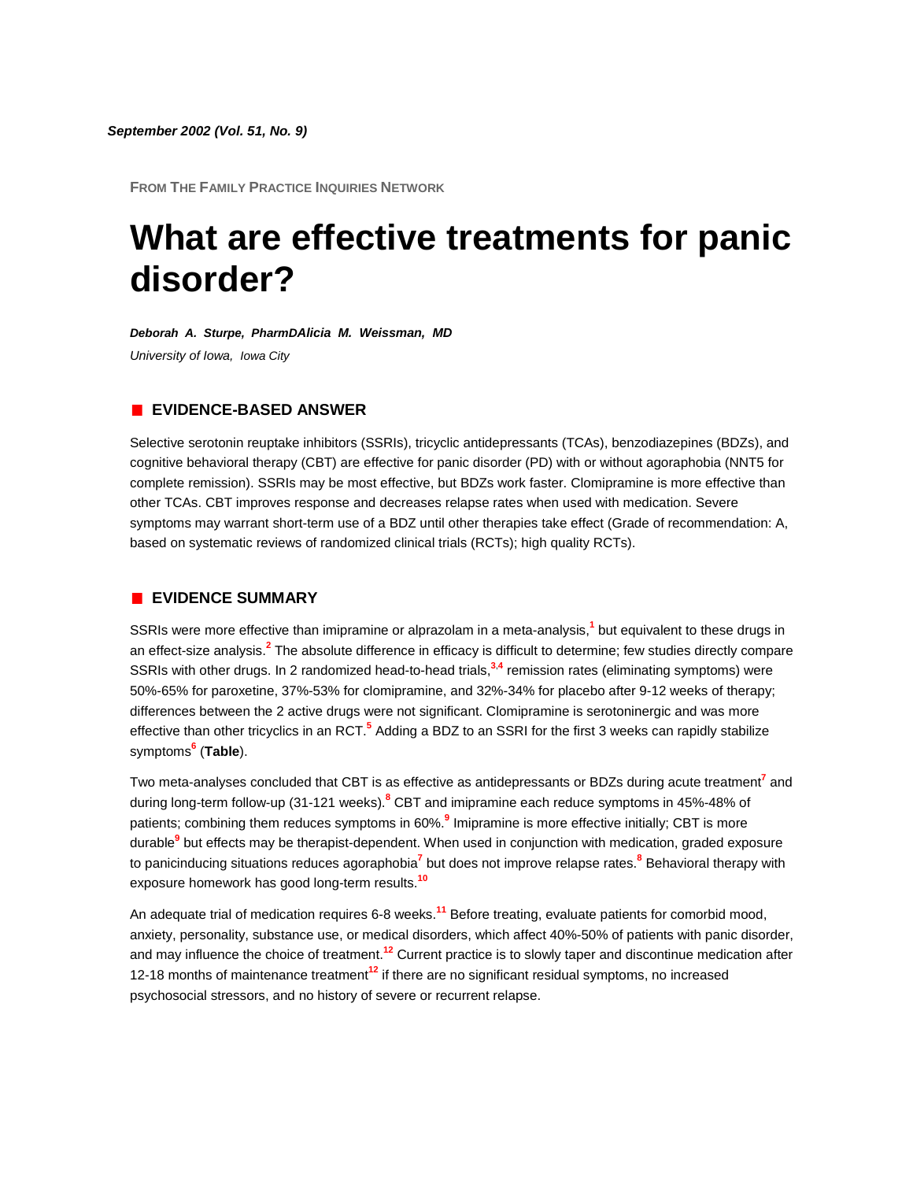*September 2002 (Vol. 51, No. 9)*

FROM THE FAMILY PRACTICE INQUIRIES NETWORK

# What are effective treatments for panic disorder?

***Deborah A. Sturpe, PharmDAlicia M. Weissman, MD***

*University of Iowa, Iowa City*

## EVIDENCE-BASED ANSWER

Selective serotonin reuptake inhibitors (SSRIs), tricyclic antidepressants (TCAs), benzodiazepines (BDZs), and cognitive behavioral therapy (CBT) are effective for panic disorder (PD) with or without agoraphobia (NNT5 for complete remission). SSRIs may be most effective, but BDZs work faster. Clomipramine is more effective than other TCAs. CBT improves response and decreases relapse rates when used with medication. Severe symptoms may warrant short-term use of a BDZ until other therapies take effect (Grade of recommendation: A, based on systematic reviews of randomized clinical trials (RCTs); high quality RCTs).

## EVIDENCE SUMMARY

SSRIs were more effective than imipramine or alprazolam in a meta-analysis,[1] but equivalent to these drugs in an effect-size analysis.[2] The absolute difference in efficacy is difficult to determine; few studies directly compare SSRIs with other drugs. In 2 randomized head-to-head trials,[3,4] remission rates (eliminating symptoms) were 50%-65% for paroxetine, 37%-53% for clomipramine, and 32%-34% for placebo after 9-12 weeks of therapy; differences between the 2 active drugs were not significant. Clomipramine is serotoninergic and was more effective than other tricyclics in an RCT.[5] Adding a BDZ to an SSRI for the first 3 weeks can rapidly stabilize symptoms[6] (**Table**).

Two meta-analyses concluded that CBT is as effective as antidepressants or BDZs during acute treatment[7] and during long-term follow-up (31-121 weeks).[8] CBT and imipramine each reduce symptoms in 45%-48% of patients; combining them reduces symptoms in 60%.[9] Imipramine is more effective initially; CBT is more durable[9] but effects may be therapist-dependent. When used in conjunction with medication, graded exposure to panicinducing situations reduces agoraphobia[7] but does not improve relapse rates.[8] Behavioral therapy with exposure homework has good long-term results.[10]

An adequate trial of medication requires 6-8 weeks.[11] Before treating, evaluate patients for comorbid mood, anxiety, personality, substance use, or medical disorders, which affect 40%-50% of patients with panic disorder, and may influence the choice of treatment.[12] Current practice is to slowly taper and discontinue medication after 12-18 months of maintenance treatment[12] if there are no significant residual symptoms, no increased psychosocial stressors, and no history of severe or recurrent relapse.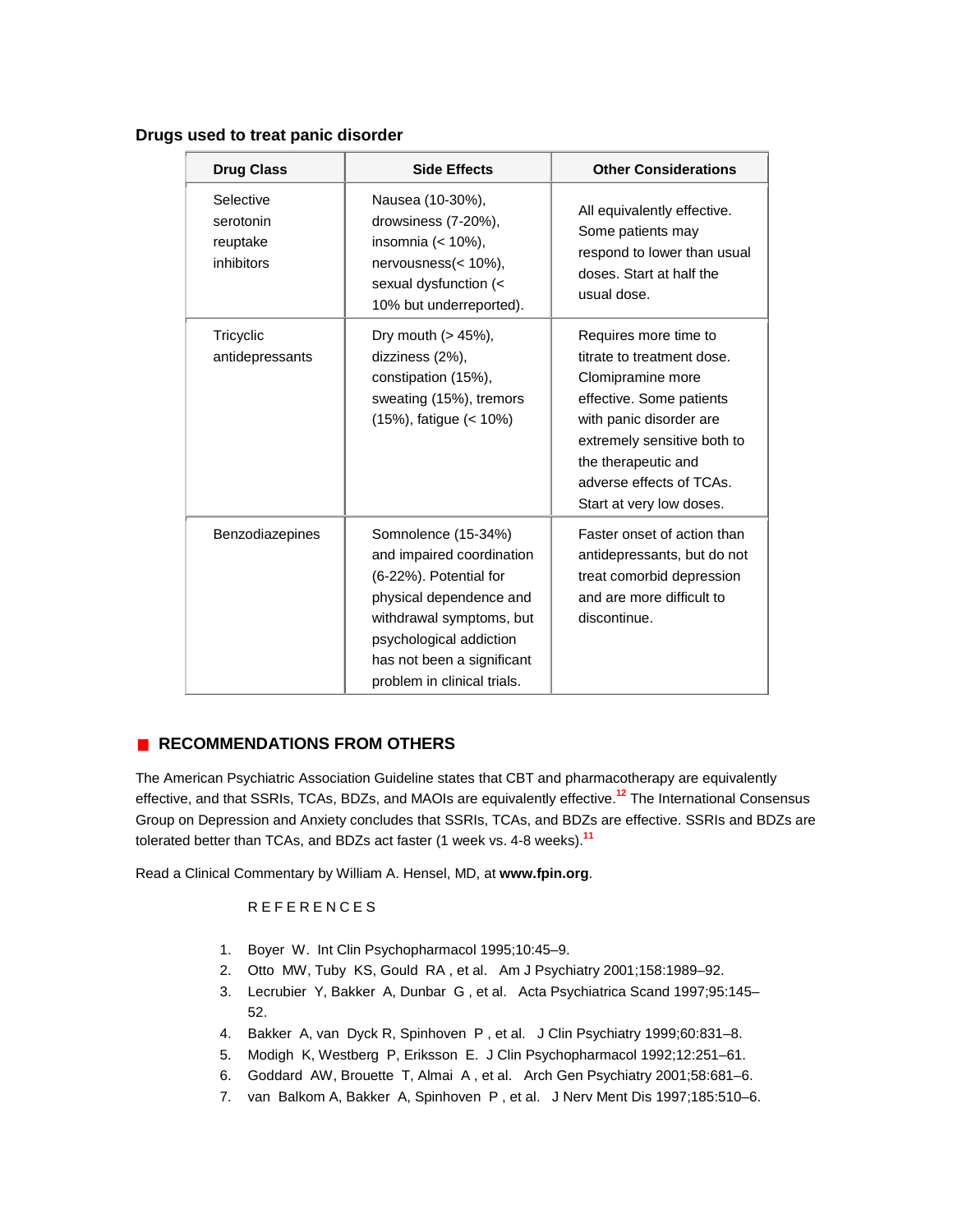### Drugs used to treat panic disorder

| Drug Class | Side Effects | Other Considerations |
|---|---|---|
| Selective serotonin reuptake inhibitors | Nausea (10-30%), drowsiness (7-20%), insomnia (< 10%), nervousness(< 10%), sexual dysfunction (< 10% but underreported). | All equivalently effective. Some patients may respond to lower than usual doses. Start at half the usual dose. |
| Tricyclic antidepressants | Dry mouth (> 45%), dizziness (2%), constipation (15%), sweating (15%), tremors (15%), fatigue (< 10%) | Requires more time to titrate to treatment dose. Clomipramine more effective. Some patients with panic disorder are extremely sensitive both to the therapeutic and adverse effects of TCAs. Start at very low doses. |
| Benzodiazepines | Somnolence (15-34%) and impaired coordination (6-22%). Potential for physical dependence and withdrawal symptoms, but psychological addiction has not been a significant problem in clinical trials. | Faster onset of action than antidepressants, but do not treat comorbid depression and are more difficult to discontinue. |

## RECOMMENDATIONS FROM OTHERS

The American Psychiatric Association Guideline states that CBT and pharmacotherapy are equivalently effective, and that SSRIs, TCAs, BDZs, and MAOIs are equivalently effective.[12] The International Consensus Group on Depression and Anxiety concludes that SSRIs, TCAs, and BDZs are effective. SSRIs and BDZs are tolerated better than TCAs, and BDZs act faster (1 week vs. 4-8 weeks).[11]

Read a Clinical Commentary by William A. Hensel, MD, at **www.fpin.org**.

REFERENCES

1. Boyer W. Int Clin Psychopharmacol 1995;10:45–9.
2. Otto MW, Tuby KS, Gould RA, et al. Am J Psychiatry 2001;158:1989–92.
3. Lecrubier Y, Bakker A, Dunbar G, et al. Acta Psychiatrica Scand 1997;95:145–52.
4. Bakker A, van Dyck R, Spinhoven P, et al. J Clin Psychiatry 1999;60:831–8.
5. Modigh K, Westberg P, Eriksson E. J Clin Psychopharmacol 1992;12:251–61.
6. Goddard AW, Brouette T, Almai A, et al. Arch Gen Psychiatry 2001;58:681–6.
7. van Balkom A, Bakker A, Spinhoven P, et al. J Nerv Ment Dis 1997;185:510–6.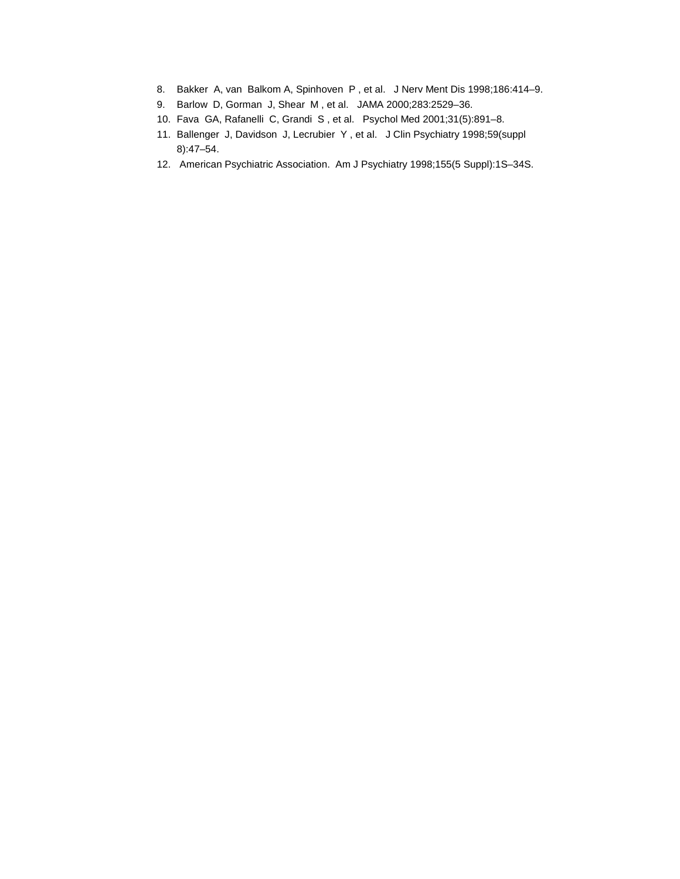8. Bakker A, van Balkom A, Spinhoven P , et al. J Nerv Ment Dis 1998;186:414–9.
9. Barlow D, Gorman J, Shear M , et al. JAMA 2000;283:2529–36.
10. Fava GA, Rafanelli C, Grandi S , et al. Psychol Med 2001;31(5):891–8.
11. Ballenger J, Davidson J, Lecrubier Y , et al. J Clin Psychiatry 1998;59(suppl 8):47–54.
12. American Psychiatric Association. Am J Psychiatry 1998;155(5 Suppl):1S–34S.